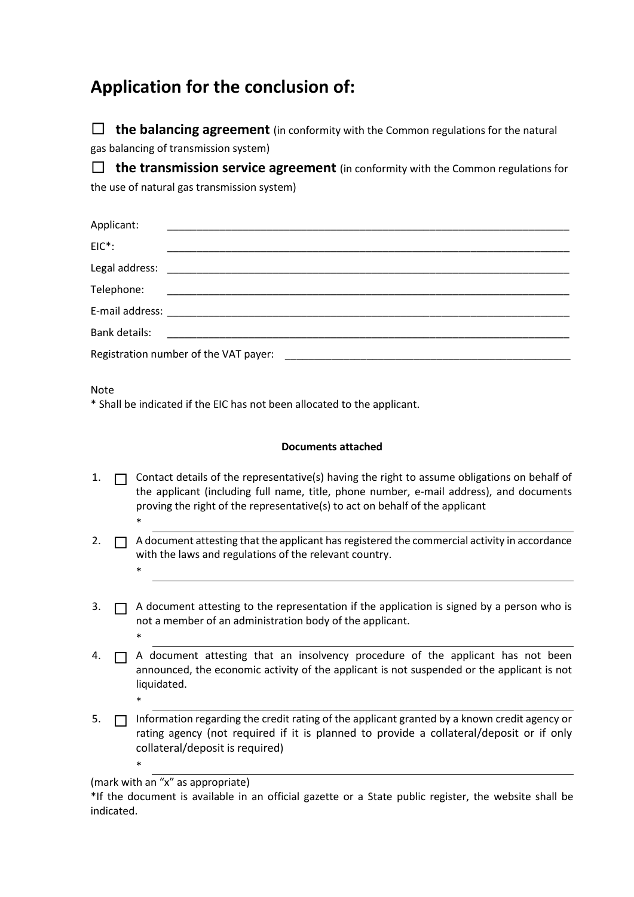# Application for the conclusion of:

☐ **the balancing agreement** (in conformity with the Common regulations for the natural gas balancing of transmission system)

☐ **the transmission service agreement** (in conformity with the Common regulations for the use of natural gas transmission system)

Applicant: ______________________________________________________________________

EIC*: ______________________________________________________________________

Legal address: ______________________________________________________________________

Telephone: ______________________________________________________________________

E-mail address: ______________________________________________________________________

Bank details: ______________________________________________________________________

Registration number of the VAT payer: ______________________________________________

Note

* Shall be indicated if the EIC has not been allocated to the applicant.

**Documents attached**

1. ☐ Contact details of the representative(s) having the right to assume obligations on behalf of the applicant (including full name, title, phone number, e-mail address), and documents proving the right of the representative(s) to act on behalf of the applicant
   * ______________________________________________________________________
2. ☐ A document attesting that the applicant has registered the commercial activity in accordance with the laws and regulations of the relevant country.
   * ______________________________________________________________________
3. ☐ A document attesting to the representation if the application is signed by a person who is not a member of an administration body of the applicant.
   * ______________________________________________________________________
4. ☐ A document attesting that an insolvency procedure of the applicant has not been announced, the economic activity of the applicant is not suspended or the applicant is not liquidated.
   * ______________________________________________________________________
5. ☐ Information regarding the credit rating of the applicant granted by a known credit agency or rating agency (not required if it is planned to provide a collateral/deposit or if only collateral/deposit is required)
   * ______________________________________________________________________

(mark with an "x" as appropriate)

*If the document is available in an official gazette or a State public register, the website shall be indicated.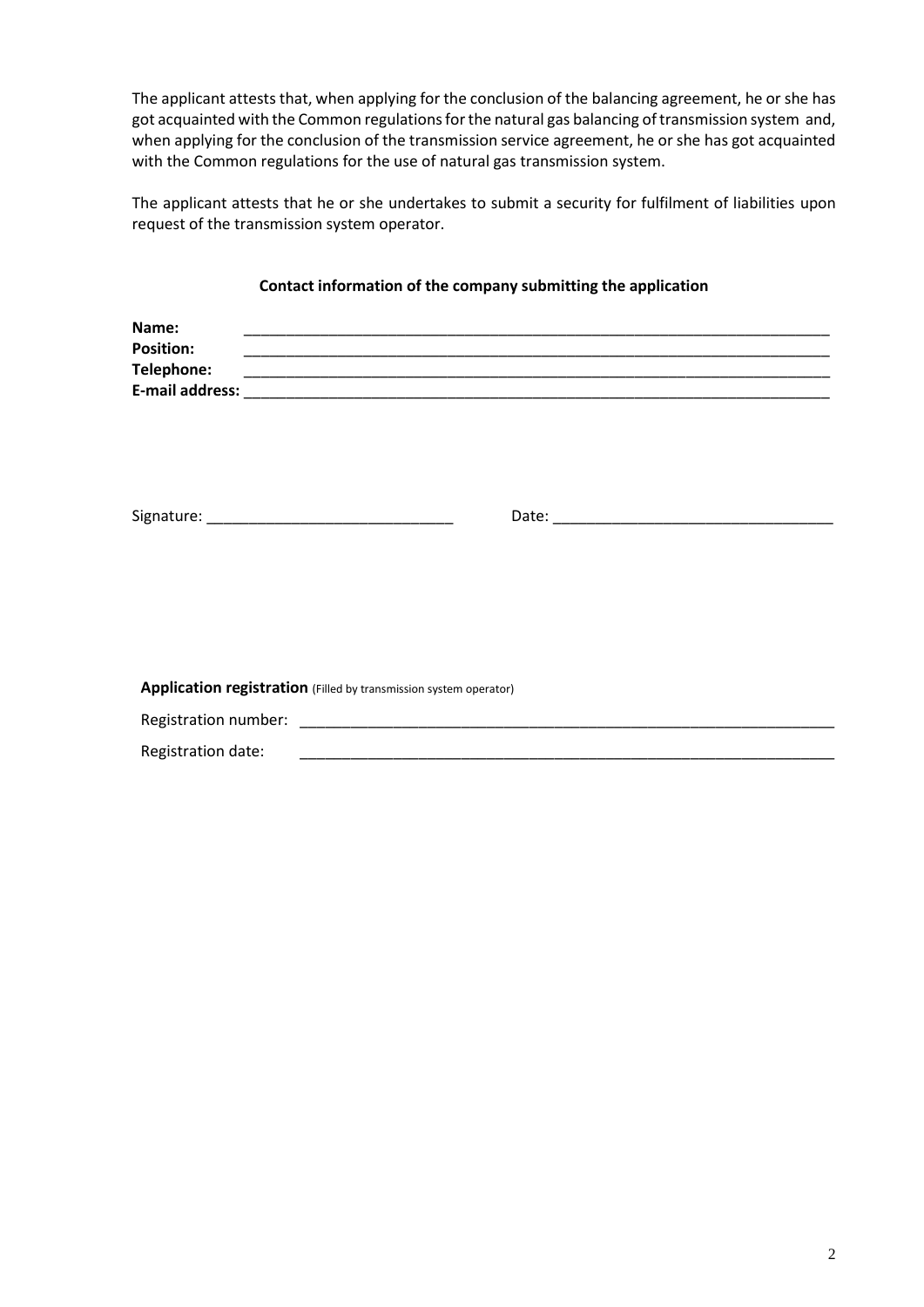The applicant attests that, when applying for the conclusion of the balancing agreement, he or she has got acquainted with the Common regulations for the natural gas balancing of transmission system and, when applying for the conclusion of the transmission service agreement, he or she has got acquainted with the Common regulations for the use of natural gas transmission system.

The applicant attests that he or she undertakes to submit a security for fulfilment of liabilities upon request of the transmission system operator.

**Contact information of the company submitting the application**

**Name:** ___________________________________________________________________________

**Position:** ___________________________________________________________________________

**Telephone:** ___________________________________________________________________________

**E-mail address:** ___________________________________________________________________________

Signature: _____________________________ Date: _________________________________

**Application registration** (Filled by transmission system operator)

Registration number: _________________________________________________________________

Registration date: _________________________________________________________________